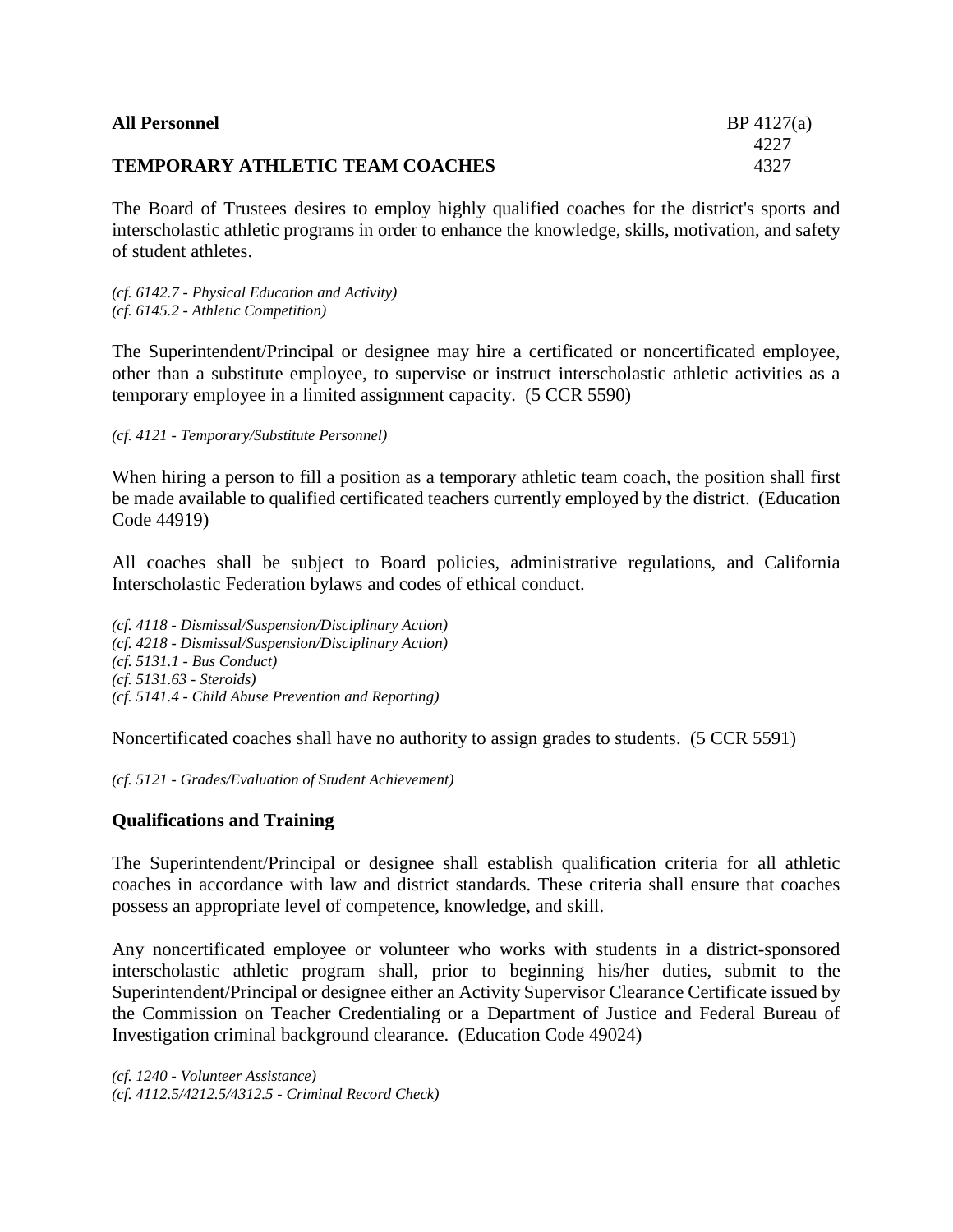**All Personnel** BP 4127(a) 4227 4327

**TEMPORARY ATHLETIC TEAM COACHES**

The Board of Trustees desires to employ highly qualified coaches for the district's sports and interscholastic athletic programs in order to enhance the knowledge, skills, motivation, and safety of student athletes.

*(cf. 6142.7 - Physical Education and Activity)*
*(cf. 6145.2 - Athletic Competition)*

The Superintendent/Principal or designee may hire a certificated or noncertificated employee, other than a substitute employee, to supervise or instruct interscholastic athletic activities as a temporary employee in a limited assignment capacity. (5 CCR 5590)

*(cf. 4121 - Temporary/Substitute Personnel)*

When hiring a person to fill a position as a temporary athletic team coach, the position shall first be made available to qualified certificated teachers currently employed by the district. (Education Code 44919)

All coaches shall be subject to Board policies, administrative regulations, and California Interscholastic Federation bylaws and codes of ethical conduct.

*(cf. 4118 - Dismissal/Suspension/Disciplinary Action)*
*(cf. 4218 - Dismissal/Suspension/Disciplinary Action)*
*(cf. 5131.1 - Bus Conduct)*
*(cf. 5131.63 - Steroids)*
*(cf. 5141.4 - Child Abuse Prevention and Reporting)*

Noncertificated coaches shall have no authority to assign grades to students. (5 CCR 5591)

*(cf. 5121 - Grades/Evaluation of Student Achievement)*

## Qualifications and Training

The Superintendent/Principal or designee shall establish qualification criteria for all athletic coaches in accordance with law and district standards. These criteria shall ensure that coaches possess an appropriate level of competence, knowledge, and skill.

Any noncertificated employee or volunteer who works with students in a district-sponsored interscholastic athletic program shall, prior to beginning his/her duties, submit to the Superintendent/Principal or designee either an Activity Supervisor Clearance Certificate issued by the Commission on Teacher Credentialing or a Department of Justice and Federal Bureau of Investigation criminal background clearance. (Education Code 49024)

*(cf. 1240 - Volunteer Assistance)*
*(cf. 4112.5/4212.5/4312.5 - Criminal Record Check)*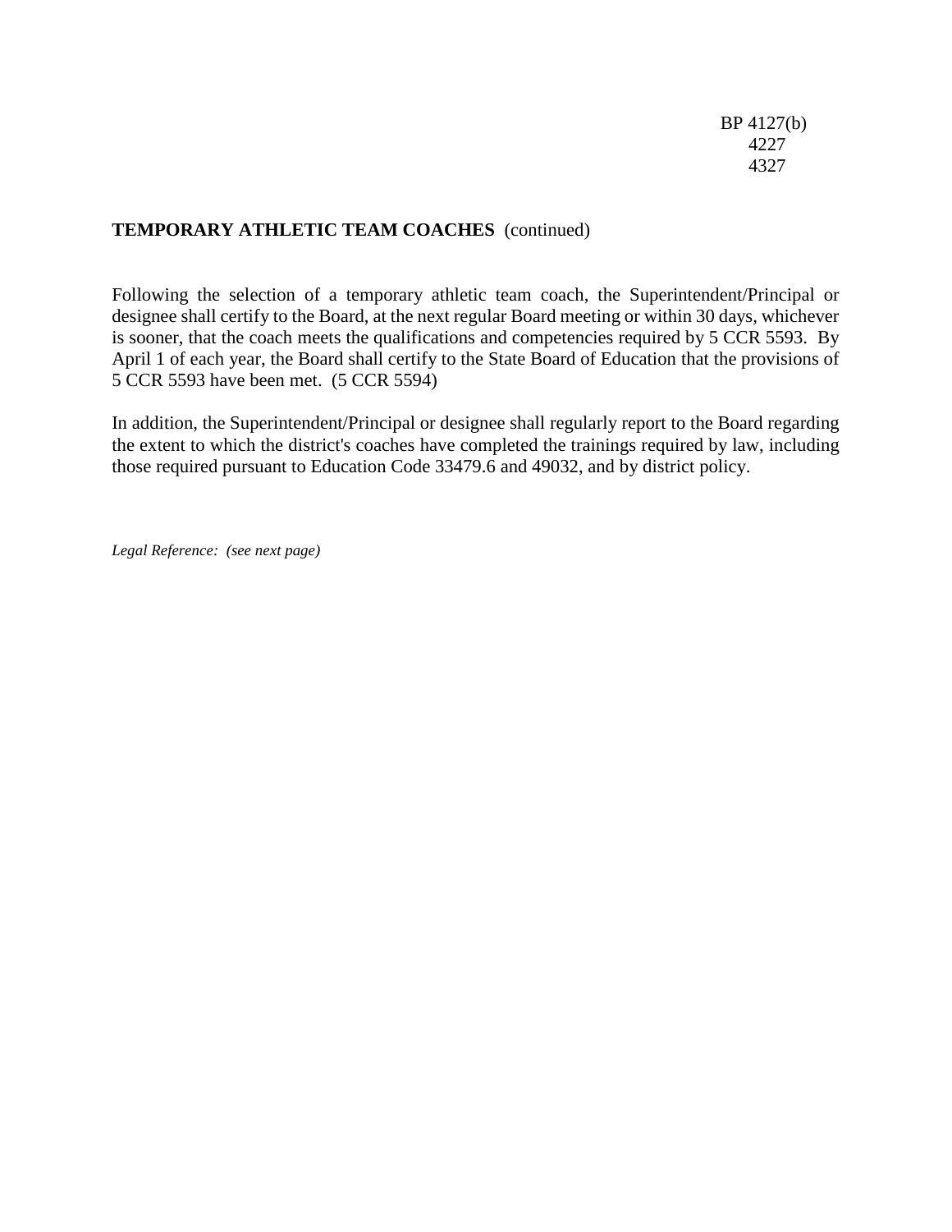**TEMPORARY ATHLETIC TEAM COACHES** (continued)

Following the selection of a temporary athletic team coach, the Superintendent/Principal or designee shall certify to the Board, at the next regular Board meeting or within 30 days, whichever is sooner, that the coach meets the qualifications and competencies required by 5 CCR 5593. By April 1 of each year, the Board shall certify to the State Board of Education that the provisions of 5 CCR 5593 have been met. (5 CCR 5594)

In addition, the Superintendent/Principal or designee shall regularly report to the Board regarding the extent to which the district's coaches have completed the trainings required by law, including those required pursuant to Education Code 33479.6 and 49032, and by district policy.

*Legal Reference: (see next page)*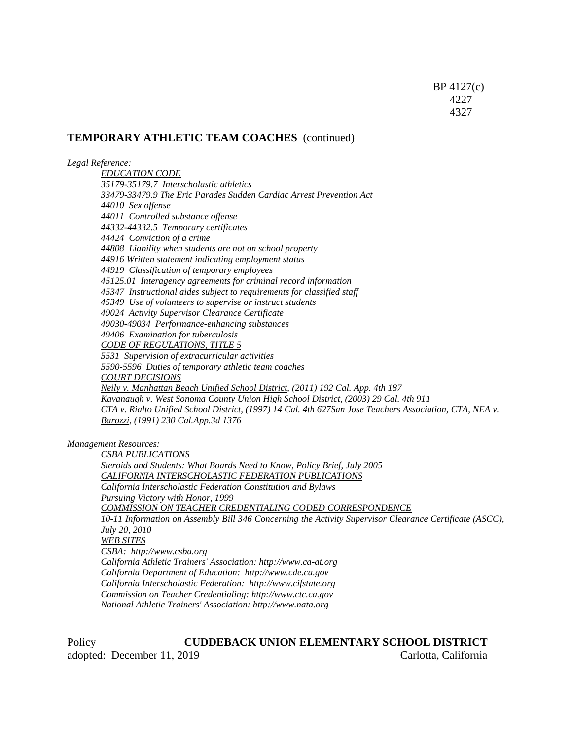BP 4127(c)
4227
4327

**TEMPORARY ATHLETIC TEAM COACHES** (continued)

*Legal Reference:*

*EDUCATION CODE*
*35179-35179.7 Interscholastic athletics*
*33479-33479.9 The Eric Parades Sudden Cardiac Arrest Prevention Act*
*44010 Sex offense*
*44011 Controlled substance offense*
*44332-44332.5 Temporary certificates*
*44424 Conviction of a crime*
*44808 Liability when students are not on school property*
*44916 Written statement indicating employment status*
*44919 Classification of temporary employees*
*45125.01 Interagency agreements for criminal record information*
*45347 Instructional aides subject to requirements for classified staff*
*45349 Use of volunteers to supervise or instruct students*
*49024 Activity Supervisor Clearance Certificate*
*49030-49034 Performance-enhancing substances*
*49406 Examination for tuberculosis*
*CODE OF REGULATIONS, TITLE 5*
*5531 Supervision of extracurricular activities*
*5590-5596 Duties of temporary athletic team coaches*
*COURT DECISIONS*
*Neily v. Manhattan Beach Unified School District, (2011) 192 Cal. App. 4th 187*
*Kavanaugh v. West Sonoma County Union High School District, (2003) 29 Cal. 4th 911*
*CTA v. Rialto Unified School District, (1997) 14 Cal. 4th 627San Jose Teachers Association, CTA, NEA v. Barozzi, (1991) 230 Cal.App.3d 1376*

*Management Resources:*

*CSBA PUBLICATIONS*
*Steroids and Students: What Boards Need to Know, Policy Brief, July 2005*
*CALIFORNIA INTERSCHOLASTIC FEDERATION PUBLICATIONS*
*California Interscholastic Federation Constitution and Bylaws*
*Pursuing Victory with Honor, 1999*
*COMMISSION ON TEACHER CREDENTIALING CODED CORRESPONDENCE*
*10-11 Information on Assembly Bill 346 Concerning the Activity Supervisor Clearance Certificate (ASCC), July 20, 2010*
*WEB SITES*
*CSBA: http://www.csba.org*
*California Athletic Trainers' Association: http://www.ca-at.org*
*California Department of Education: http://www.cde.ca.gov*
*California Interscholastic Federation: http://www.cifstate.org*
*Commission on Teacher Credentialing: http://www.ctc.ca.gov*
*National Athletic Trainers' Association: http://www.nata.org*

Policy **CUDDEBACK UNION ELEMENTARY SCHOOL DISTRICT**
adopted: December 11, 2019 Carlotta, California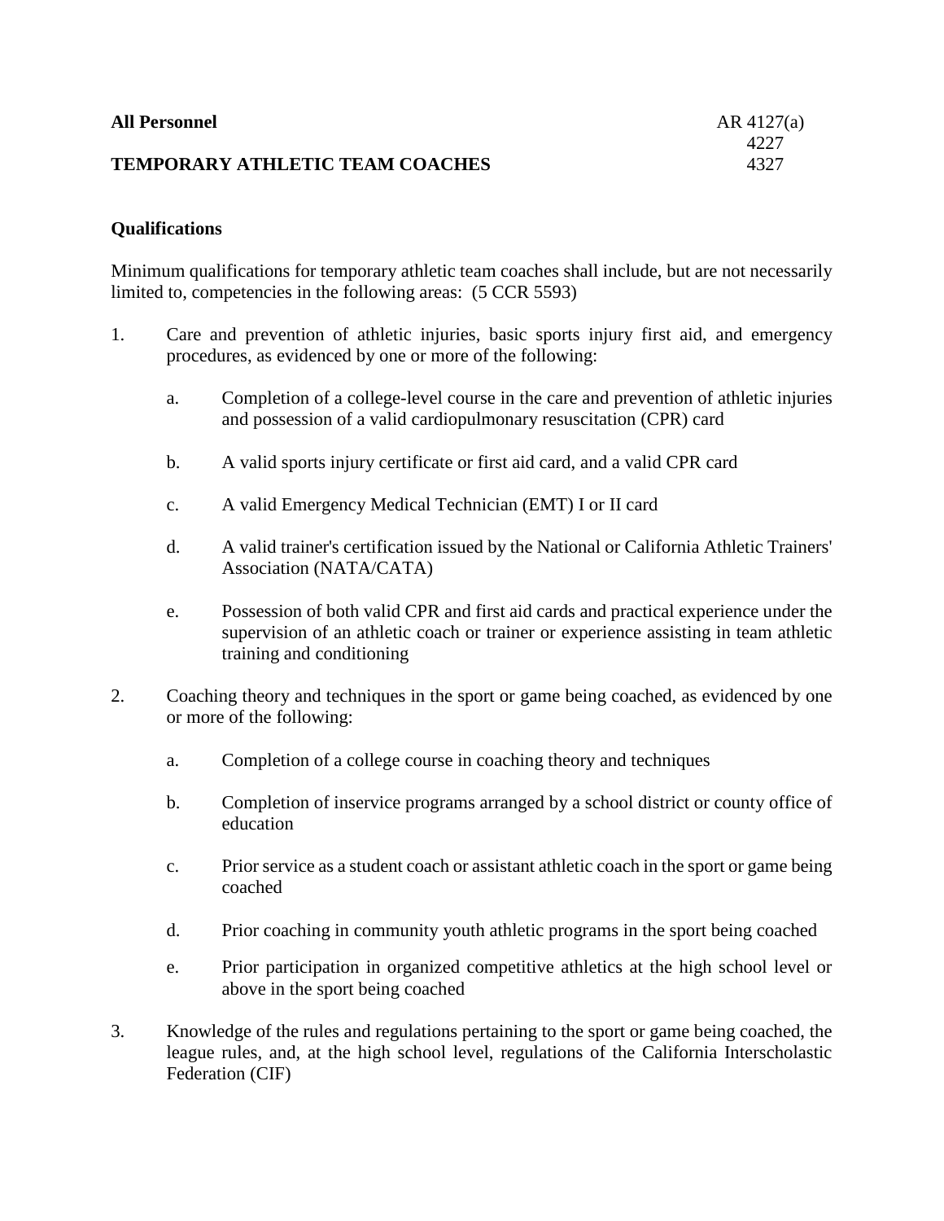**All Personnel** AR 4127(a)
4227
**TEMPORARY ATHLETIC TEAM COACHES** 4327

**Qualifications**

Minimum qualifications for temporary athletic team coaches shall include, but are not necessarily limited to, competencies in the following areas: (5 CCR 5593)

1. Care and prevention of athletic injuries, basic sports injury first aid, and emergency procedures, as evidenced by one or more of the following:

   a. Completion of a college-level course in the care and prevention of athletic injuries and possession of a valid cardiopulmonary resuscitation (CPR) card

   b. A valid sports injury certificate or first aid card, and a valid CPR card

   c. A valid Emergency Medical Technician (EMT) I or II card

   d. A valid trainer's certification issued by the National or California Athletic Trainers' Association (NATA/CATA)

   e. Possession of both valid CPR and first aid cards and practical experience under the supervision of an athletic coach or trainer or experience assisting in team athletic training and conditioning

2. Coaching theory and techniques in the sport or game being coached, as evidenced by one or more of the following:

   a. Completion of a college course in coaching theory and techniques

   b. Completion of inservice programs arranged by a school district or county office of education

   c. Prior service as a student coach or assistant athletic coach in the sport or game being coached

   d. Prior coaching in community youth athletic programs in the sport being coached

   e. Prior participation in organized competitive athletics at the high school level or above in the sport being coached

3. Knowledge of the rules and regulations pertaining to the sport or game being coached, the league rules, and, at the high school level, regulations of the California Interscholastic Federation (CIF)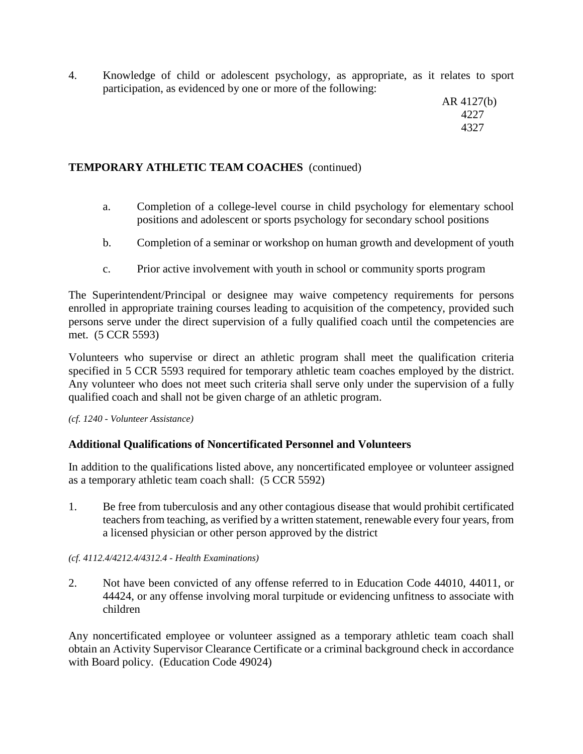4. Knowledge of child or adolescent psychology, as appropriate, as it relates to sport participation, as evidenced by one or more of the following:

**TEMPORARY ATHLETIC TEAM COACHES** (continued)

   a. Completion of a college-level course in child psychology for elementary school positions and adolescent or sports psychology for secondary school positions

   b. Completion of a seminar or workshop on human growth and development of youth

   c. Prior active involvement with youth in school or community sports program

The Superintendent/Principal or designee may waive competency requirements for persons enrolled in appropriate training courses leading to acquisition of the competency, provided such persons serve under the direct supervision of a fully qualified coach until the competencies are met. (5 CCR 5593)

Volunteers who supervise or direct an athletic program shall meet the qualification criteria specified in 5 CCR 5593 required for temporary athletic team coaches employed by the district. Any volunteer who does not meet such criteria shall serve only under the supervision of a fully qualified coach and shall not be given charge of an athletic program.

*(cf. 1240 - Volunteer Assistance)*

### Additional Qualifications of Noncertificated Personnel and Volunteers

In addition to the qualifications listed above, any noncertificated employee or volunteer assigned as a temporary athletic team coach shall: (5 CCR 5592)

1. Be free from tuberculosis and any other contagious disease that would prohibit certificated teachers from teaching, as verified by a written statement, renewable every four years, from a licensed physician or other person approved by the district

*(cf. 4112.4/4212.4/4312.4 - Health Examinations)*

2. Not have been convicted of any offense referred to in Education Code 44010, 44011, or 44424, or any offense involving moral turpitude or evidencing unfitness to associate with children

Any noncertificated employee or volunteer assigned as a temporary athletic team coach shall obtain an Activity Supervisor Clearance Certificate or a criminal background check in accordance with Board policy. (Education Code 49024)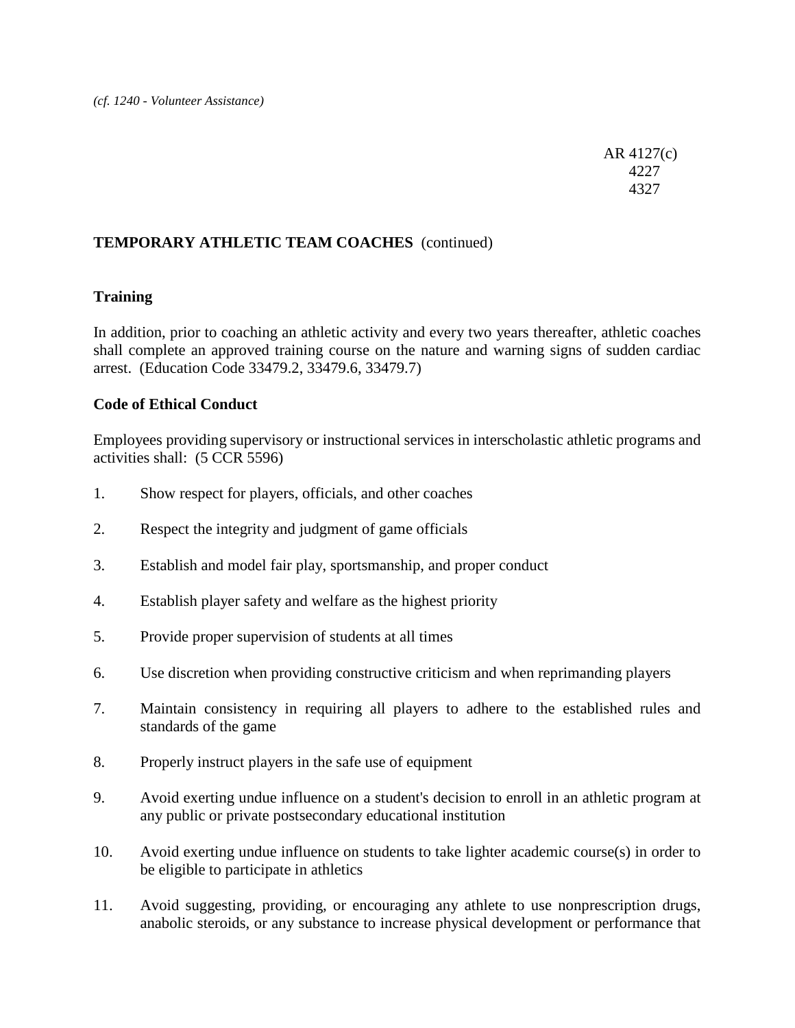*(cf. 1240 - Volunteer Assistance)*

### Training

In addition, prior to coaching an athletic activity and every two years thereafter, athletic coaches shall complete an approved training course on the nature and warning signs of sudden cardiac arrest. (Education Code 33479.2, 33479.6, 33479.7)

### Code of Ethical Conduct

Employees providing supervisory or instructional services in interscholastic athletic programs and activities shall: (5 CCR 5596)

1. Show respect for players, officials, and other coaches
2. Respect the integrity and judgment of game officials
3. Establish and model fair play, sportsmanship, and proper conduct
4. Establish player safety and welfare as the highest priority
5. Provide proper supervision of students at all times
6. Use discretion when providing constructive criticism and when reprimanding players
7. Maintain consistency in requiring all players to adhere to the established rules and standards of the game
8. Properly instruct players in the safe use of equipment
9. Avoid exerting undue influence on a student's decision to enroll in an athletic program at any public or private postsecondary educational institution
10. Avoid exerting undue influence on students to take lighter academic course(s) in order to be eligible to participate in athletics
11. Avoid suggesting, providing, or encouraging any athlete to use nonprescription drugs, anabolic steroids, or any substance to increase physical development or performance that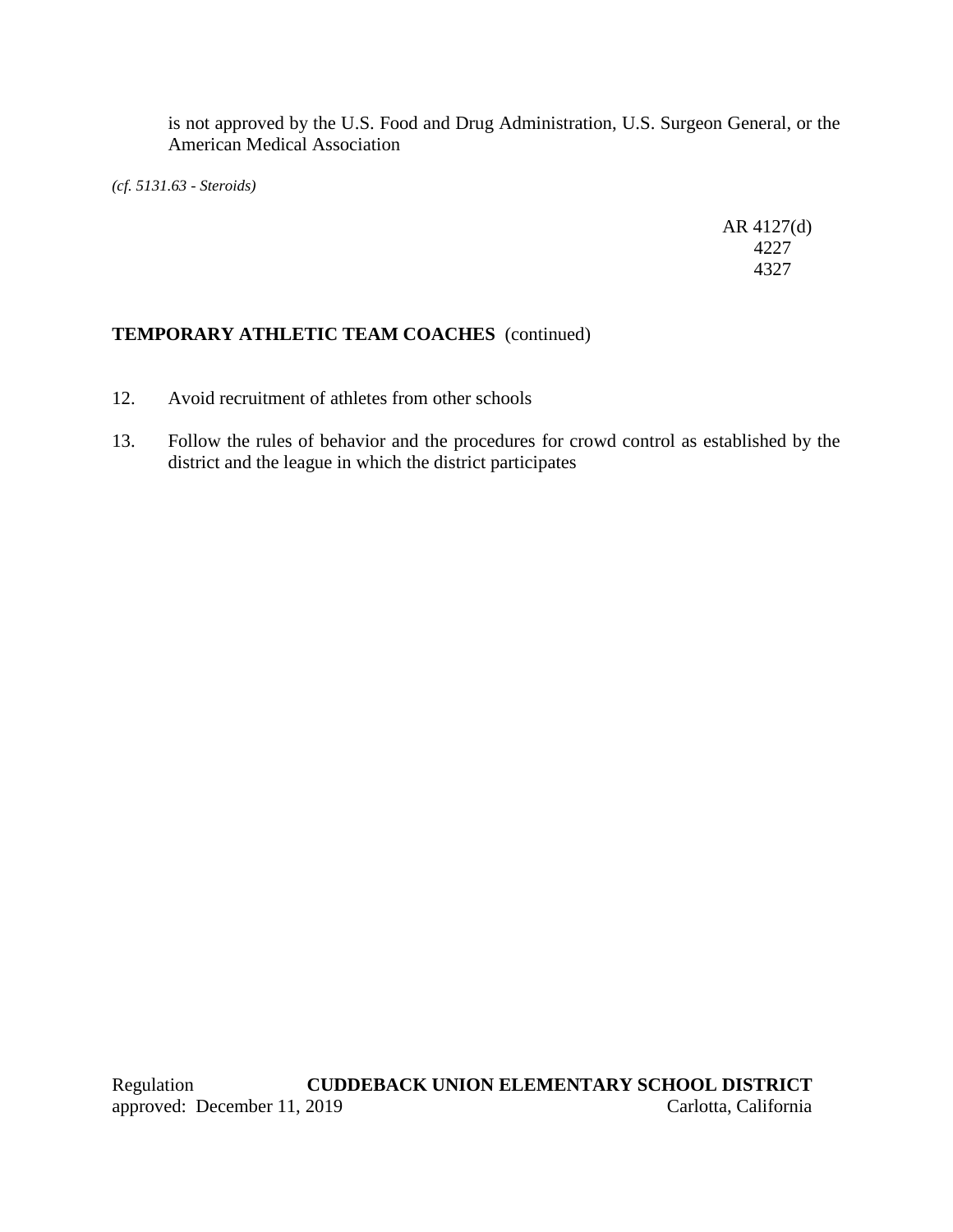is not approved by the U.S. Food and Drug Administration, U.S. Surgeon General, or the American Medical Association

*(cf. 5131.63 - Steroids)*

12. Avoid recruitment of athletes from other schools

13. Follow the rules of behavior and the procedures for crowd control as established by the district and the league in which the district participates

Regulation **CUDDEBACK UNION ELEMENTARY SCHOOL DISTRICT**
approved: December 11, 2019 Carlotta, California